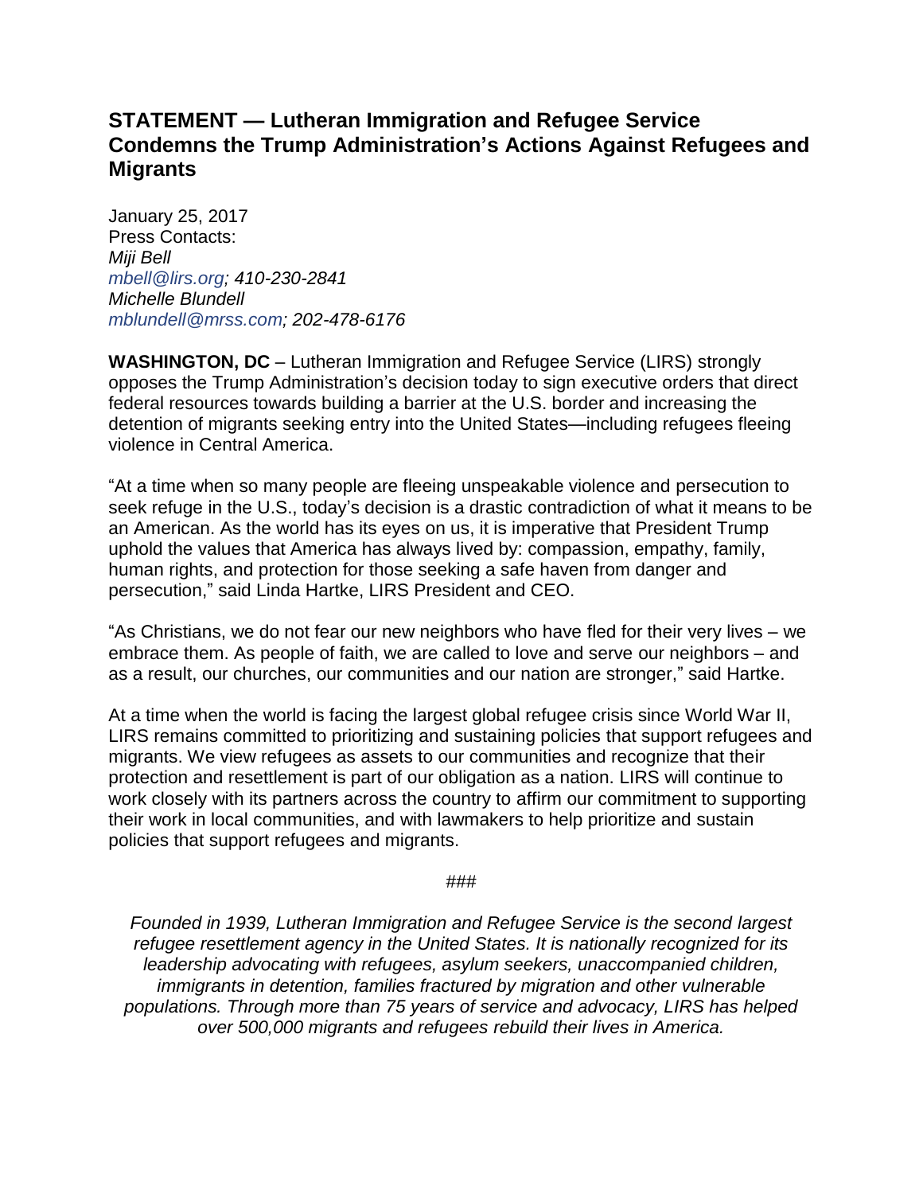## STATEMENT — Lutheran Immigration and Refugee Service Condemns the Trump Administration's Actions Against Refugees and Migrants

January 25, 2017
Press Contacts:
*Miji Bell*
*mbell@lirs.org; 410-230-2841*
*Michelle Blundell*
*mblundell@mrss.com; 202-478-6176*

**WASHINGTON, DC** – Lutheran Immigration and Refugee Service (LIRS) strongly opposes the Trump Administration's decision today to sign executive orders that direct federal resources towards building a barrier at the U.S. border and increasing the detention of migrants seeking entry into the United States—including refugees fleeing violence in Central America.

"At a time when so many people are fleeing unspeakable violence and persecution to seek refuge in the U.S., today's decision is a drastic contradiction of what it means to be an American. As the world has its eyes on us, it is imperative that President Trump uphold the values that America has always lived by: compassion, empathy, family, human rights, and protection for those seeking a safe haven from danger and persecution," said Linda Hartke, LIRS President and CEO.

"As Christians, we do not fear our new neighbors who have fled for their very lives – we embrace them. As people of faith, we are called to love and serve our neighbors – and as a result, our churches, our communities and our nation are stronger," said Hartke.

At a time when the world is facing the largest global refugee crisis since World War II, LIRS remains committed to prioritizing and sustaining policies that support refugees and migrants. We view refugees as assets to our communities and recognize that their protection and resettlement is part of our obligation as a nation. LIRS will continue to work closely with its partners across the country to affirm our commitment to supporting their work in local communities, and with lawmakers to help prioritize and sustain policies that support refugees and migrants.

###

*Founded in 1939, Lutheran Immigration and Refugee Service is the second largest refugee resettlement agency in the United States. It is nationally recognized for its leadership advocating with refugees, asylum seekers, unaccompanied children, immigrants in detention, families fractured by migration and other vulnerable populations. Through more than 75 years of service and advocacy, LIRS has helped over 500,000 migrants and refugees rebuild their lives in America.*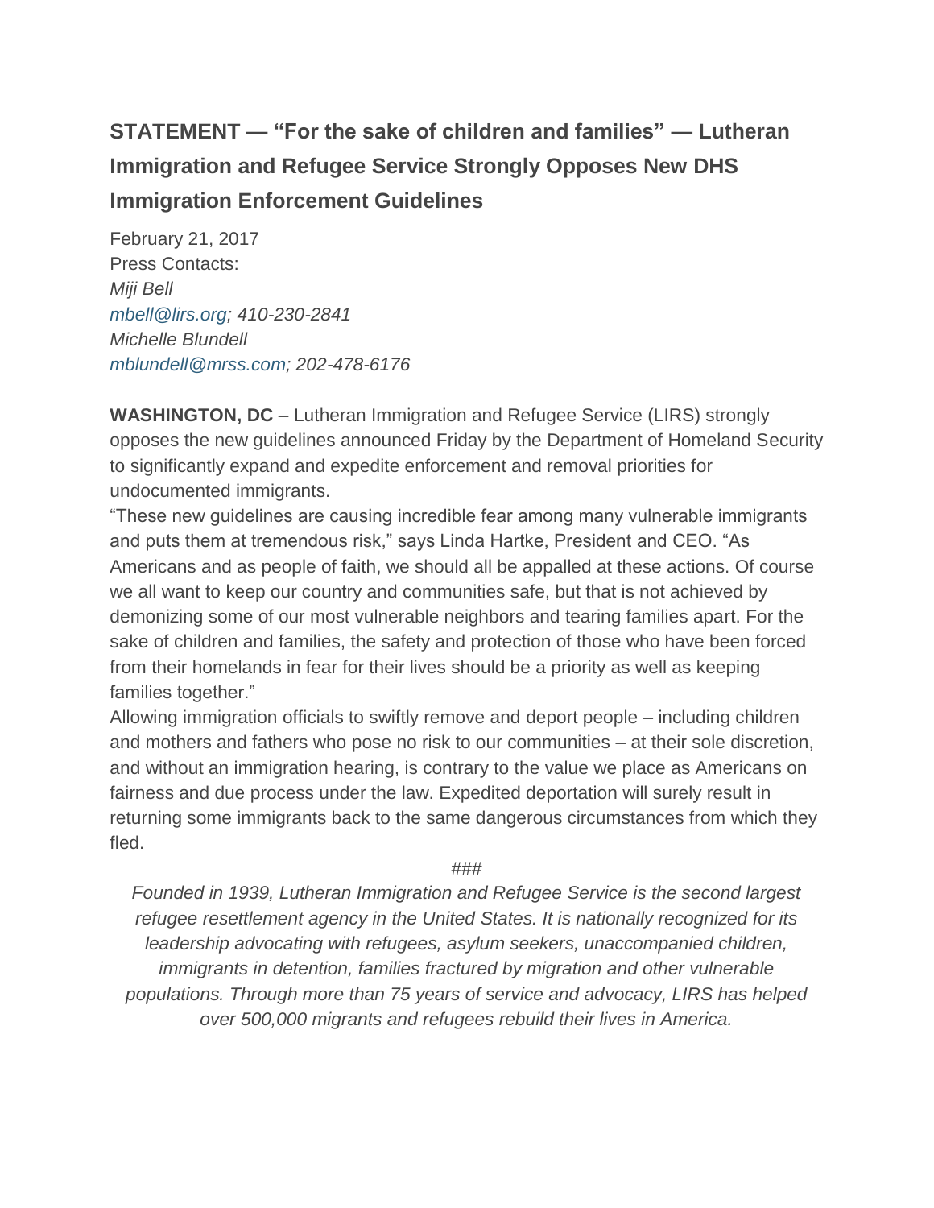## STATEMENT — "For the sake of children and families" — Lutheran Immigration and Refugee Service Strongly Opposes New DHS Immigration Enforcement Guidelines

February 21, 2017
Press Contacts:
*Miji Bell*
*mbell@lirs.org; 410-230-2841*
*Michelle Blundell*
*mblundell@mrss.com; 202-478-6176*

**WASHINGTON, DC** – Lutheran Immigration and Refugee Service (LIRS) strongly opposes the new guidelines announced Friday by the Department of Homeland Security to significantly expand and expedite enforcement and removal priorities for undocumented immigrants.

"These new guidelines are causing incredible fear among many vulnerable immigrants and puts them at tremendous risk," says Linda Hartke, President and CEO. "As Americans and as people of faith, we should all be appalled at these actions. Of course we all want to keep our country and communities safe, but that is not achieved by demonizing some of our most vulnerable neighbors and tearing families apart. For the sake of children and families, the safety and protection of those who have been forced from their homelands in fear for their lives should be a priority as well as keeping families together."

Allowing immigration officials to swiftly remove and deport people – including children and mothers and fathers who pose no risk to our communities – at their sole discretion, and without an immigration hearing, is contrary to the value we place as Americans on fairness and due process under the law. Expedited deportation will surely result in returning some immigrants back to the same dangerous circumstances from which they fled.

###

*Founded in 1939, Lutheran Immigration and Refugee Service is the second largest refugee resettlement agency in the United States. It is nationally recognized for its leadership advocating with refugees, asylum seekers, unaccompanied children, immigrants in detention, families fractured by migration and other vulnerable populations. Through more than 75 years of service and advocacy, LIRS has helped over 500,000 migrants and refugees rebuild their lives in America.*